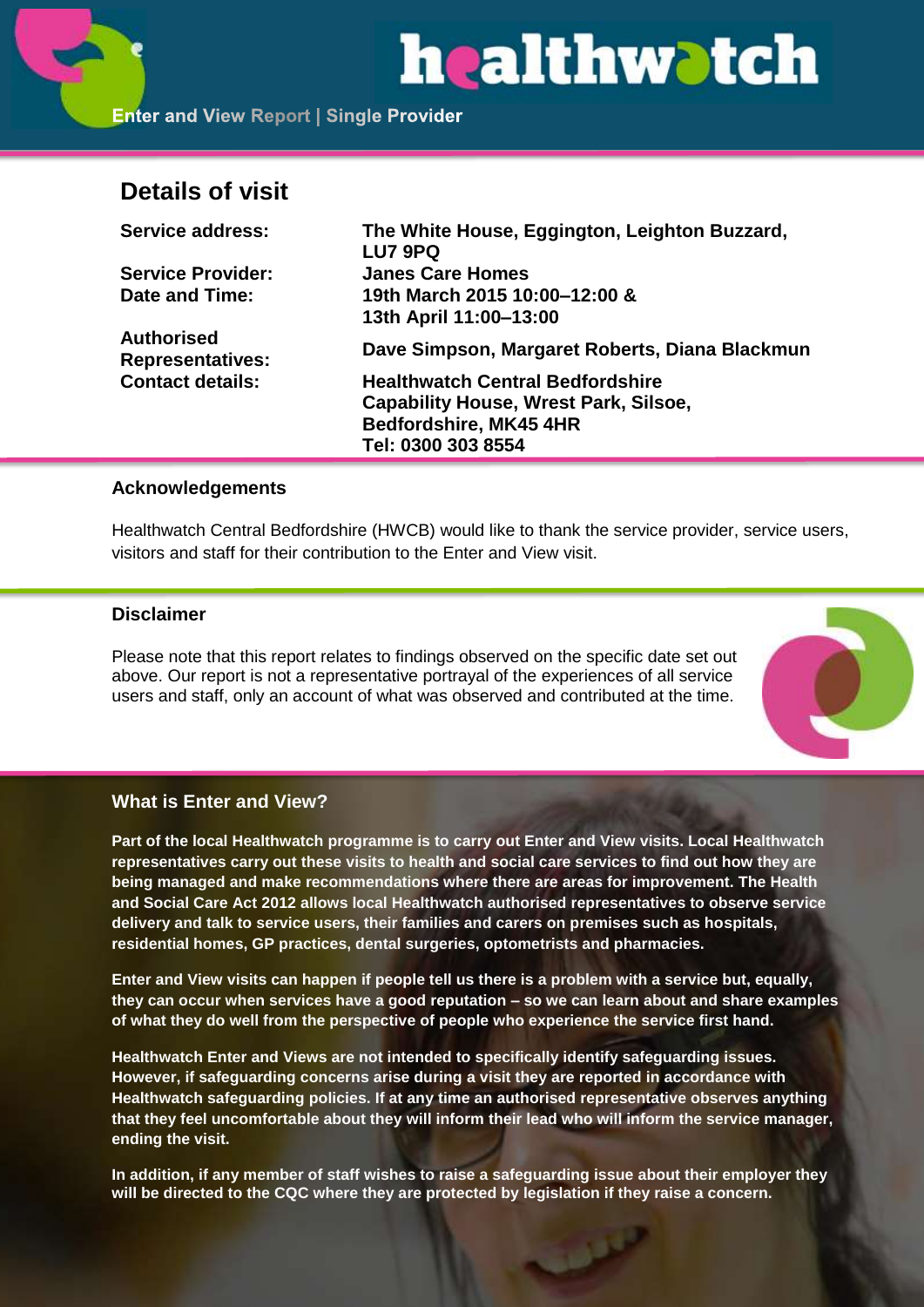# healthwatch

**Enter and View Report | Single Provider**

## Details of visit

| | |
|---|---|
| **Service address:** | **The White House, Eggington, Leighton Buzzard, LU7 9PQ** |
| **Service Provider:** | **Janes Care Homes** |
| **Date and Time:** | **19th March 2015 10:00–12:00 & 13th April 11:00–13:00** |
| **Authorised Representatives:** | **Dave Simpson, Margaret Roberts, Diana Blackmun** |
| **Contact details:** | **Healthwatch Central Bedfordshire Capability House, Wrest Park, Silsoe, Bedfordshire, MK45 4HR Tel: 0300 303 8554** |

### Acknowledgements

Healthwatch Central Bedfordshire (HWCB) would like to thank the service provider, service users, visitors and staff for their contribution to the Enter and View visit.

### Disclaimer

Please note that this report relates to findings observed on the specific date set out above. Our report is not a representative portrayal of the experiences of all service users and staff, only an account of what was observed and contributed at the time.

### What is Enter and View?

**Part of the local Healthwatch programme is to carry out Enter and View visits. Local Healthwatch representatives carry out these visits to health and social care services to find out how they are being managed and make recommendations where there are areas for improvement. The Health and Social Care Act 2012 allows local Healthwatch authorised representatives to observe service delivery and talk to service users, their families and carers on premises such as hospitals, residential homes, GP practices, dental surgeries, optometrists and pharmacies.**

**Enter and View visits can happen if people tell us there is a problem with a service but, equally, they can occur when services have a good reputation – so we can learn about and share examples of what they do well from the perspective of people who experience the service first hand.**

**Healthwatch Enter and Views are not intended to specifically identify safeguarding issues. However, if safeguarding concerns arise during a visit they are reported in accordance with Healthwatch safeguarding policies. If at any time an authorised representative observes anything that they feel uncomfortable about they will inform their lead who will inform the service manager, ending the visit.**

**In addition, if any member of staff wishes to raise a safeguarding issue about their employer they will be directed to the CQC where they are protected by legislation if they raise a concern.**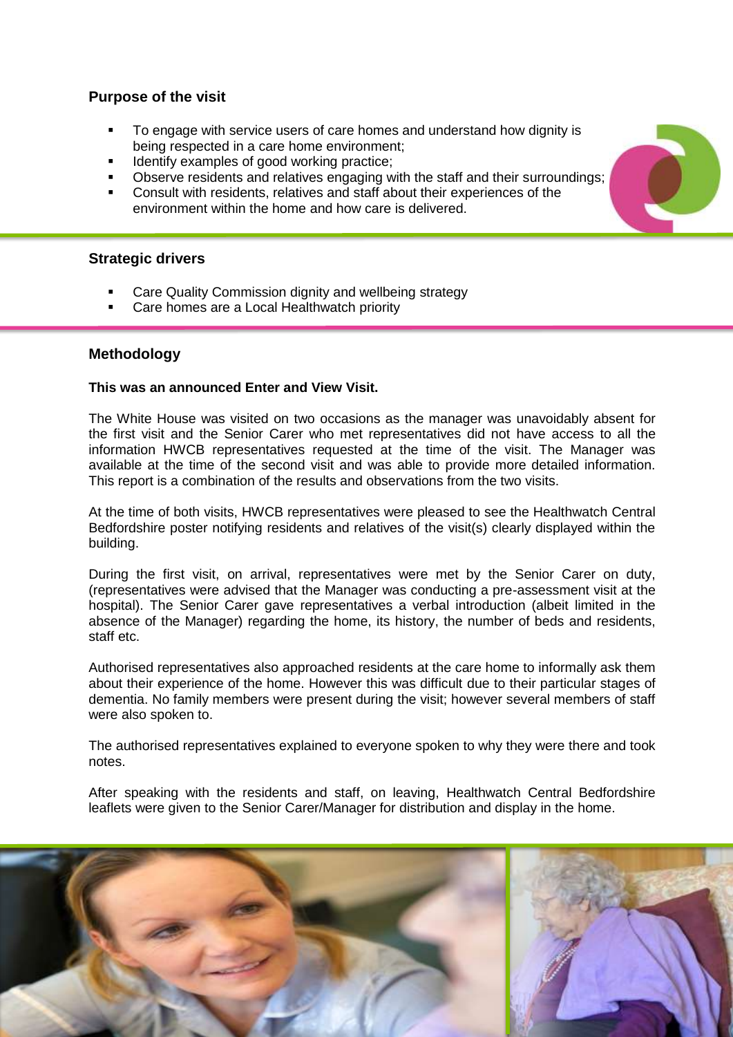## Purpose of the visit

- To engage with service users of care homes and understand how dignity is being respected in a care home environment;
- Identify examples of good working practice;
- Observe residents and relatives engaging with the staff and their surroundings;
- Consult with residents, relatives and staff about their experiences of the environment within the home and how care is delivered.

## Strategic drivers

- Care Quality Commission dignity and wellbeing strategy
- Care homes are a Local Healthwatch priority

## Methodology

**This was an announced Enter and View Visit.**

The White House was visited on two occasions as the manager was unavoidably absent for the first visit and the Senior Carer who met representatives did not have access to all the information HWCB representatives requested at the time of the visit. The Manager was available at the time of the second visit and was able to provide more detailed information. This report is a combination of the results and observations from the two visits.

At the time of both visits, HWCB representatives were pleased to see the Healthwatch Central Bedfordshire poster notifying residents and relatives of the visit(s) clearly displayed within the building.

During the first visit, on arrival, representatives were met by the Senior Carer on duty, (representatives were advised that the Manager was conducting a pre-assessment visit at the hospital). The Senior Carer gave representatives a verbal introduction (albeit limited in the absence of the Manager) regarding the home, its history, the number of beds and residents, staff etc.

Authorised representatives also approached residents at the care home to informally ask them about their experience of the home. However this was difficult due to their particular stages of dementia. No family members were present during the visit; however several members of staff were also spoken to.

The authorised representatives explained to everyone spoken to why they were there and took notes.

After speaking with the residents and staff, on leaving, Healthwatch Central Bedfordshire leaflets were given to the Senior Carer/Manager for distribution and display in the home.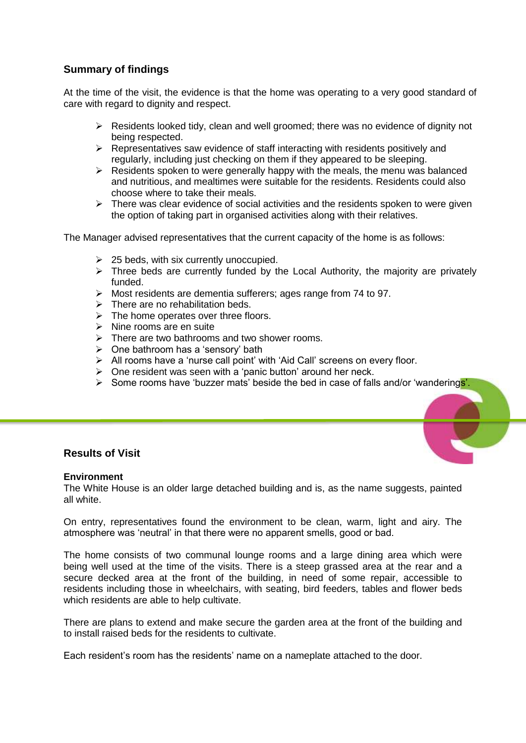## Summary of findings

At the time of the visit, the evidence is that the home was operating to a very good standard of care with regard to dignity and respect.

- Residents looked tidy, clean and well groomed; there was no evidence of dignity not being respected.
- Representatives saw evidence of staff interacting with residents positively and regularly, including just checking on them if they appeared to be sleeping.
- Residents spoken to were generally happy with the meals, the menu was balanced and nutritious, and mealtimes were suitable for the residents. Residents could also choose where to take their meals.
- There was clear evidence of social activities and the residents spoken to were given the option of taking part in organised activities along with their relatives.

The Manager advised representatives that the current capacity of the home is as follows:

- 25 beds, with six currently unoccupied.
- Three beds are currently funded by the Local Authority, the majority are privately funded.
- Most residents are dementia sufferers; ages range from 74 to 97.
- There are no rehabilitation beds.
- The home operates over three floors.
- Nine rooms are en suite
- There are two bathrooms and two shower rooms.
- One bathroom has a 'sensory' bath
- All rooms have a 'nurse call point' with 'Aid Call' screens on every floor.
- One resident was seen with a 'panic button' around her neck.
- Some rooms have 'buzzer mats' beside the bed in case of falls and/or 'wanderings'.

## Results of Visit

### Environment

The White House is an older large detached building and is, as the name suggests, painted all white.

On entry, representatives found the environment to be clean, warm, light and airy. The atmosphere was 'neutral' in that there were no apparent smells, good or bad.

The home consists of two communal lounge rooms and a large dining area which were being well used at the time of the visits. There is a steep grassed area at the rear and a secure decked area at the front of the building, in need of some repair, accessible to residents including those in wheelchairs, with seating, bird feeders, tables and flower beds which residents are able to help cultivate.

There are plans to extend and make secure the garden area at the front of the building and to install raised beds for the residents to cultivate.

Each resident's room has the residents' name on a nameplate attached to the door.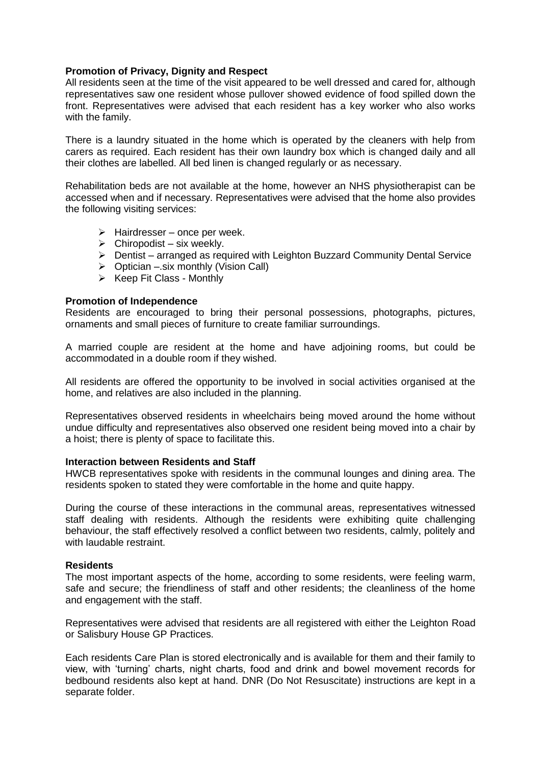**Promotion of Privacy, Dignity and Respect**

All residents seen at the time of the visit appeared to be well dressed and cared for, although representatives saw one resident whose pullover showed evidence of food spilled down the front. Representatives were advised that each resident has a key worker who also works with the family.

There is a laundry situated in the home which is operated by the cleaners with help from carers as required. Each resident has their own laundry box which is changed daily and all their clothes are labelled. All bed linen is changed regularly or as necessary.

Rehabilitation beds are not available at the home, however an NHS physiotherapist can be accessed when and if necessary. Representatives were advised that the home also provides the following visiting services:

- Hairdresser – once per week.
- Chiropodist – six weekly.
- Dentist – arranged as required with Leighton Buzzard Community Dental Service
- Optician –.six monthly (Vision Call)
- Keep Fit Class - Monthly

**Promotion of Independence**

Residents are encouraged to bring their personal possessions, photographs, pictures, ornaments and small pieces of furniture to create familiar surroundings.

A married couple are resident at the home and have adjoining rooms, but could be accommodated in a double room if they wished.

All residents are offered the opportunity to be involved in social activities organised at the home, and relatives are also included in the planning.

Representatives observed residents in wheelchairs being moved around the home without undue difficulty and representatives also observed one resident being moved into a chair by a hoist; there is plenty of space to facilitate this.

**Interaction between Residents and Staff**

HWCB representatives spoke with residents in the communal lounges and dining area. The residents spoken to stated they were comfortable in the home and quite happy.

During the course of these interactions in the communal areas, representatives witnessed staff dealing with residents. Although the residents were exhibiting quite challenging behaviour, the staff effectively resolved a conflict between two residents, calmly, politely and with laudable restraint.

**Residents**

The most important aspects of the home, according to some residents, were feeling warm, safe and secure; the friendliness of staff and other residents; the cleanliness of the home and engagement with the staff.

Representatives were advised that residents are all registered with either the Leighton Road or Salisbury House GP Practices.

Each residents Care Plan is stored electronically and is available for them and their family to view, with 'turning' charts, night charts, food and drink and bowel movement records for bedbound residents also kept at hand. DNR (Do Not Resuscitate) instructions are kept in a separate folder.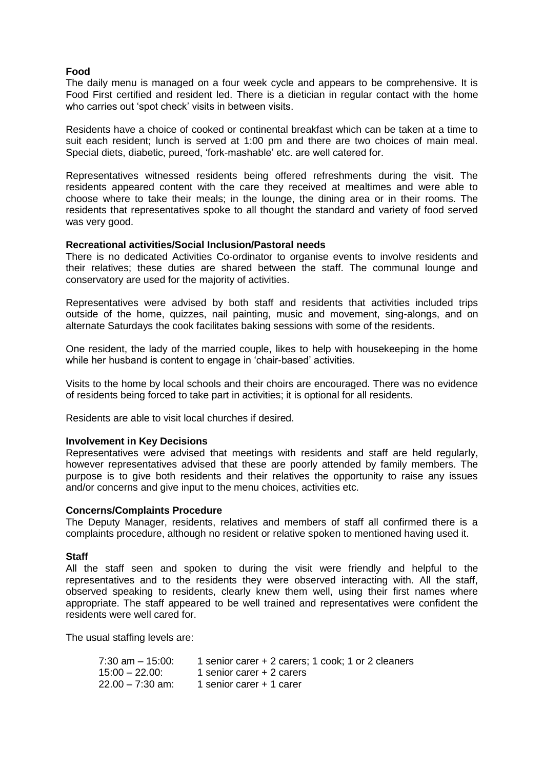**Food**

The daily menu is managed on a four week cycle and appears to be comprehensive. It is Food First certified and resident led. There is a dietician in regular contact with the home who carries out 'spot check' visits in between visits.

Residents have a choice of cooked or continental breakfast which can be taken at a time to suit each resident; lunch is served at 1:00 pm and there are two choices of main meal. Special diets, diabetic, pureed, 'fork-mashable' etc. are well catered for.

Representatives witnessed residents being offered refreshments during the visit. The residents appeared content with the care they received at mealtimes and were able to choose where to take their meals; in the lounge, the dining area or in their rooms. The residents that representatives spoke to all thought the standard and variety of food served was very good.

**Recreational activities/Social Inclusion/Pastoral needs**

There is no dedicated Activities Co-ordinator to organise events to involve residents and their relatives; these duties are shared between the staff. The communal lounge and conservatory are used for the majority of activities.

Representatives were advised by both staff and residents that activities included trips outside of the home, quizzes, nail painting, music and movement, sing-alongs, and on alternate Saturdays the cook facilitates baking sessions with some of the residents.

One resident, the lady of the married couple, likes to help with housekeeping in the home while her husband is content to engage in 'chair-based' activities.

Visits to the home by local schools and their choirs are encouraged. There was no evidence of residents being forced to take part in activities; it is optional for all residents.

Residents are able to visit local churches if desired.

**Involvement in Key Decisions**

Representatives were advised that meetings with residents and staff are held regularly, however representatives advised that these are poorly attended by family members. The purpose is to give both residents and their relatives the opportunity to raise any issues and/or concerns and give input to the menu choices, activities etc.

**Concerns/Complaints Procedure**

The Deputy Manager, residents, relatives and members of staff all confirmed there is a complaints procedure, although no resident or relative spoken to mentioned having used it.

**Staff**

All the staff seen and spoken to during the visit were friendly and helpful to the representatives and to the residents they were observed interacting with. All the staff, observed speaking to residents, clearly knew them well, using their first names where appropriate. The staff appeared to be well trained and representatives were confident the residents were well cared for.

The usual staffing levels are:

| | |
|---|---|
| 7:30 am – 15:00: | 1 senior carer + 2 carers; 1 cook; 1 or 2 cleaners |
| 15:00 – 22.00: | 1 senior carer + 2 carers |
| 22.00 – 7:30 am: | 1 senior carer + 1 carer |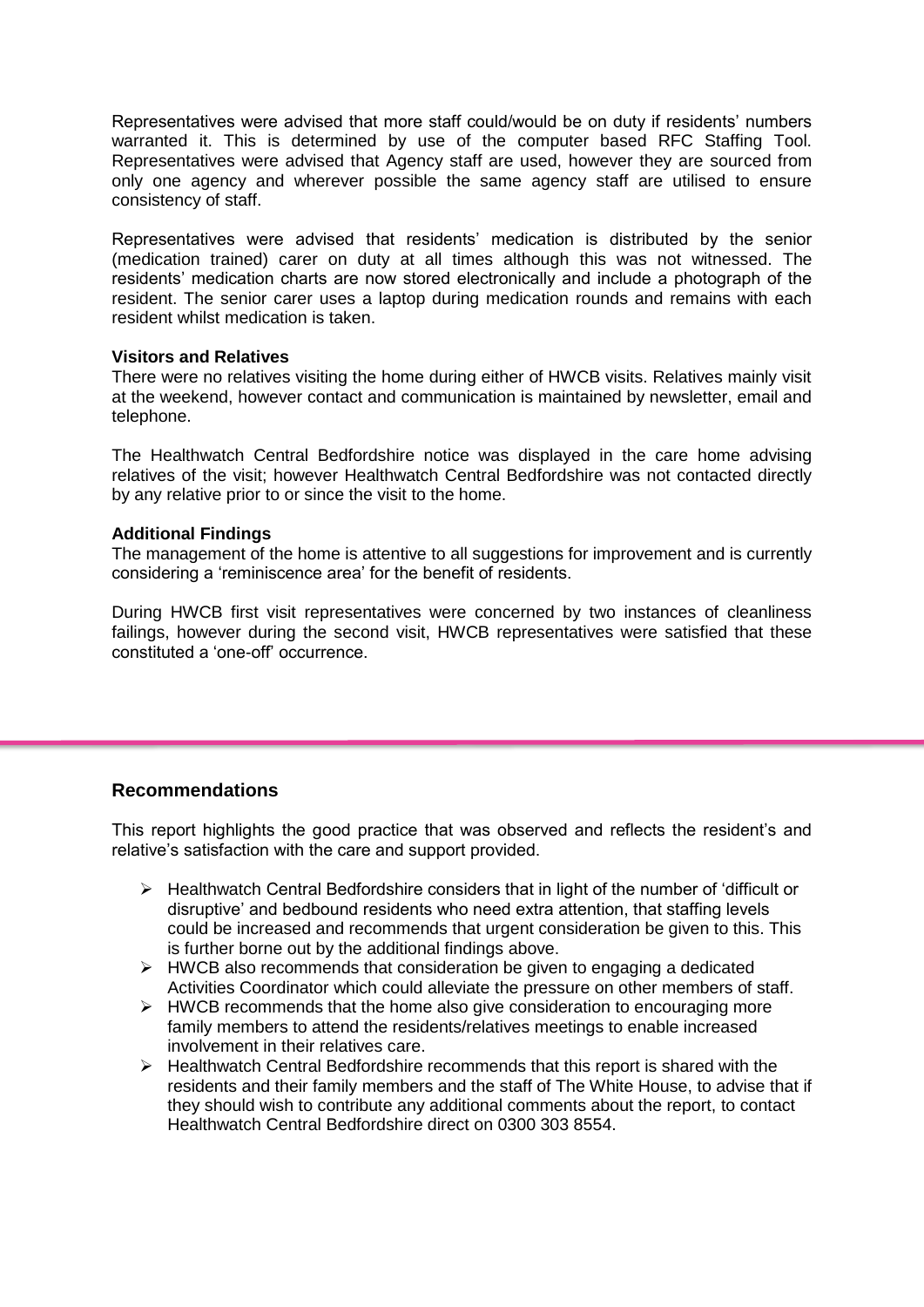Representatives were advised that more staff could/would be on duty if residents' numbers warranted it. This is determined by use of the computer based RFC Staffing Tool. Representatives were advised that Agency staff are used, however they are sourced from only one agency and wherever possible the same agency staff are utilised to ensure consistency of staff.

Representatives were advised that residents' medication is distributed by the senior (medication trained) carer on duty at all times although this was not witnessed. The residents' medication charts are now stored electronically and include a photograph of the resident. The senior carer uses a laptop during medication rounds and remains with each resident whilst medication is taken.

**Visitors and Relatives**

There were no relatives visiting the home during either of HWCB visits. Relatives mainly visit at the weekend, however contact and communication is maintained by newsletter, email and telephone.

The Healthwatch Central Bedfordshire notice was displayed in the care home advising relatives of the visit; however Healthwatch Central Bedfordshire was not contacted directly by any relative prior to or since the visit to the home.

**Additional Findings**

The management of the home is attentive to all suggestions for improvement and is currently considering a 'reminiscence area' for the benefit of residents.

During HWCB first visit representatives were concerned by two instances of cleanliness failings, however during the second visit, HWCB representatives were satisfied that these constituted a 'one-off' occurrence.

## Recommendations

This report highlights the good practice that was observed and reflects the resident's and relative's satisfaction with the care and support provided.

- Healthwatch Central Bedfordshire considers that in light of the number of 'difficult or disruptive' and bedbound residents who need extra attention, that staffing levels could be increased and recommends that urgent consideration be given to this. This is further borne out by the additional findings above.
- HWCB also recommends that consideration be given to engaging a dedicated Activities Coordinator which could alleviate the pressure on other members of staff.
- HWCB recommends that the home also give consideration to encouraging more family members to attend the residents/relatives meetings to enable increased involvement in their relatives care.
- Healthwatch Central Bedfordshire recommends that this report is shared with the residents and their family members and the staff of The White House, to advise that if they should wish to contribute any additional comments about the report, to contact Healthwatch Central Bedfordshire direct on 0300 303 8554.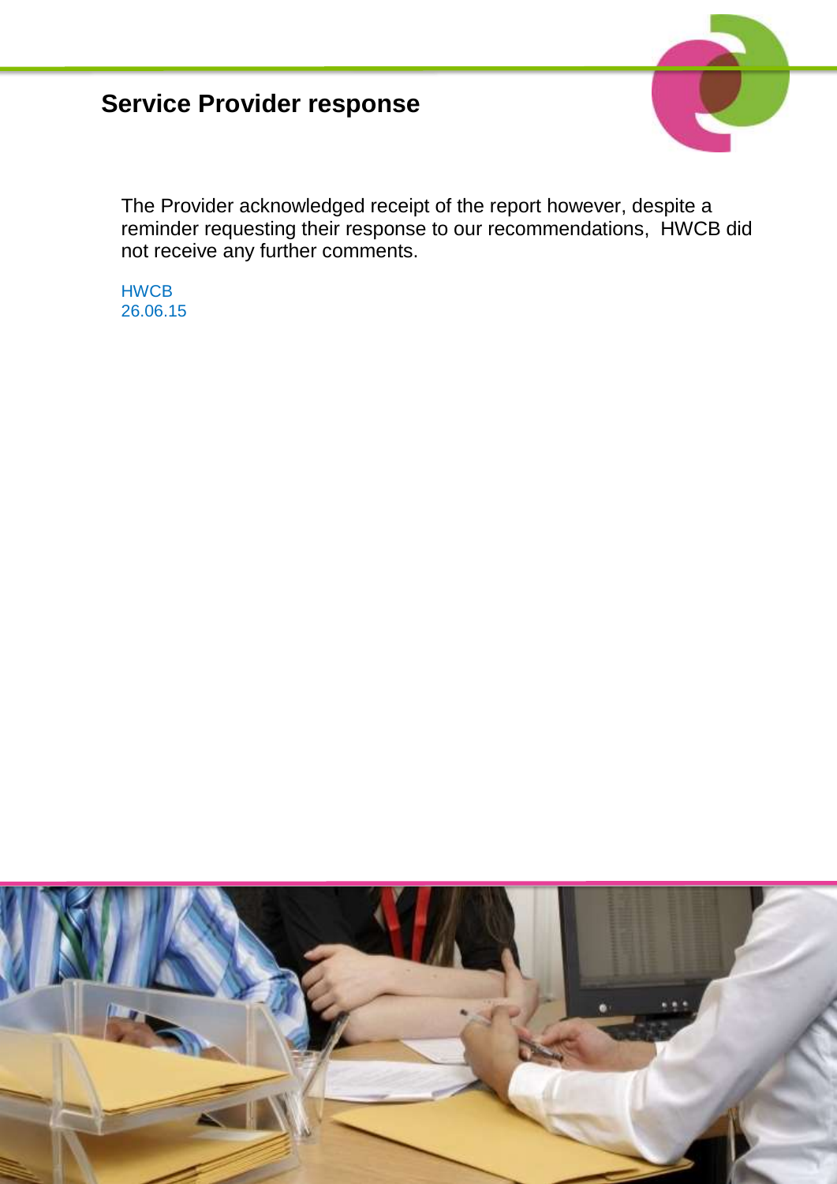# Service Provider response

The Provider acknowledged receipt of the report however, despite a reminder requesting their response to our recommendations, HWCB did not receive any further comments.

HWCB
26.06.15